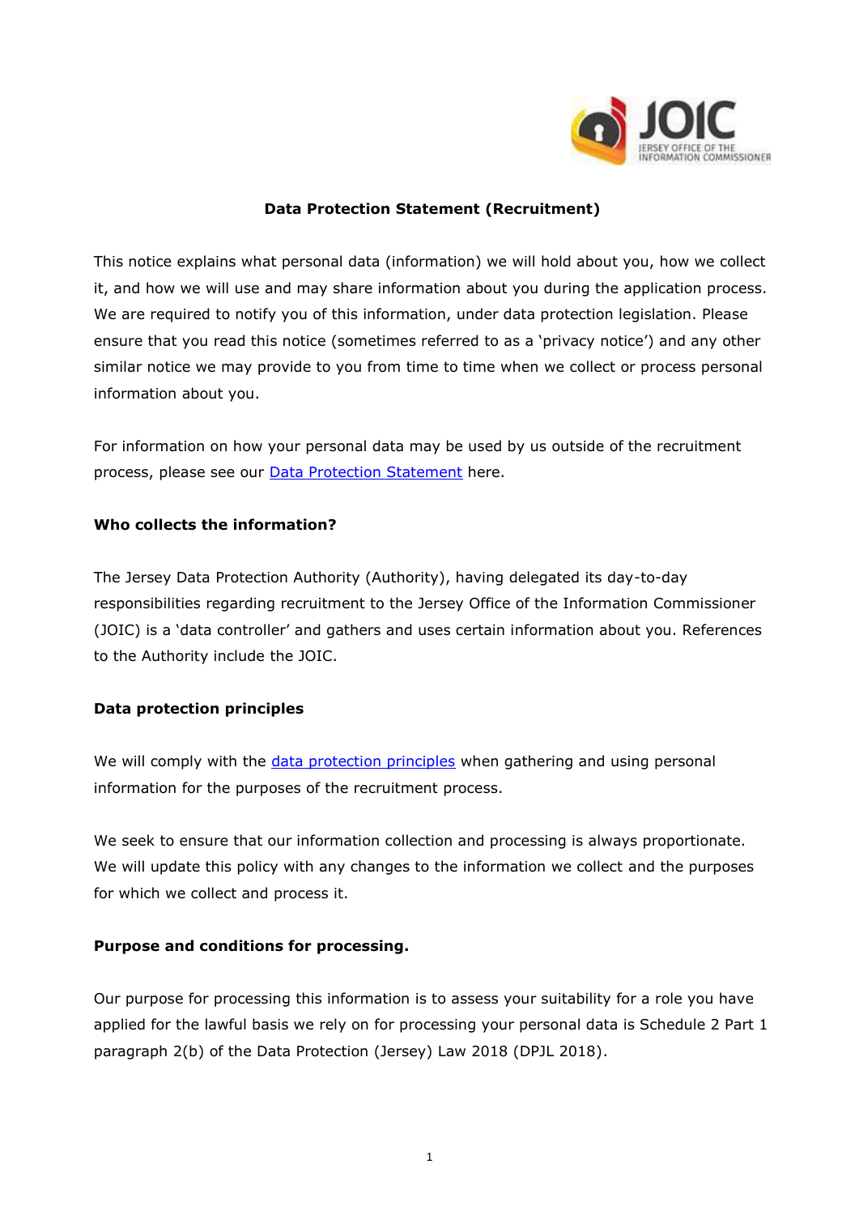# Data Protection Statement (Recruitment)

This notice explains what personal data (information) we will hold about you, how we collect it, and how we will use and may share information about you during the application process. We are required to notify you of this information, under data protection legislation. Please ensure that you read this notice (sometimes referred to as a 'privacy notice') and any other similar notice we may provide to you from time to time when we collect or process personal information about you.

For information on how your personal data may be used by us outside of the recruitment process, please see our Data Protection Statement here.

**Who collects the information?**

The Jersey Data Protection Authority (Authority), having delegated its day-to-day responsibilities regarding recruitment to the Jersey Office of the Information Commissioner (JOIC) is a 'data controller' and gathers and uses certain information about you. References to the Authority include the JOIC.

**Data protection principles**

We will comply with the data protection principles when gathering and using personal information for the purposes of the recruitment process.

We seek to ensure that our information collection and processing is always proportionate. We will update this policy with any changes to the information we collect and the purposes for which we collect and process it.

**Purpose and conditions for processing.**

Our purpose for processing this information is to assess your suitability for a role you have applied for the lawful basis we rely on for processing your personal data is Schedule 2 Part 1 paragraph 2(b) of the Data Protection (Jersey) Law 2018 (DPJL 2018).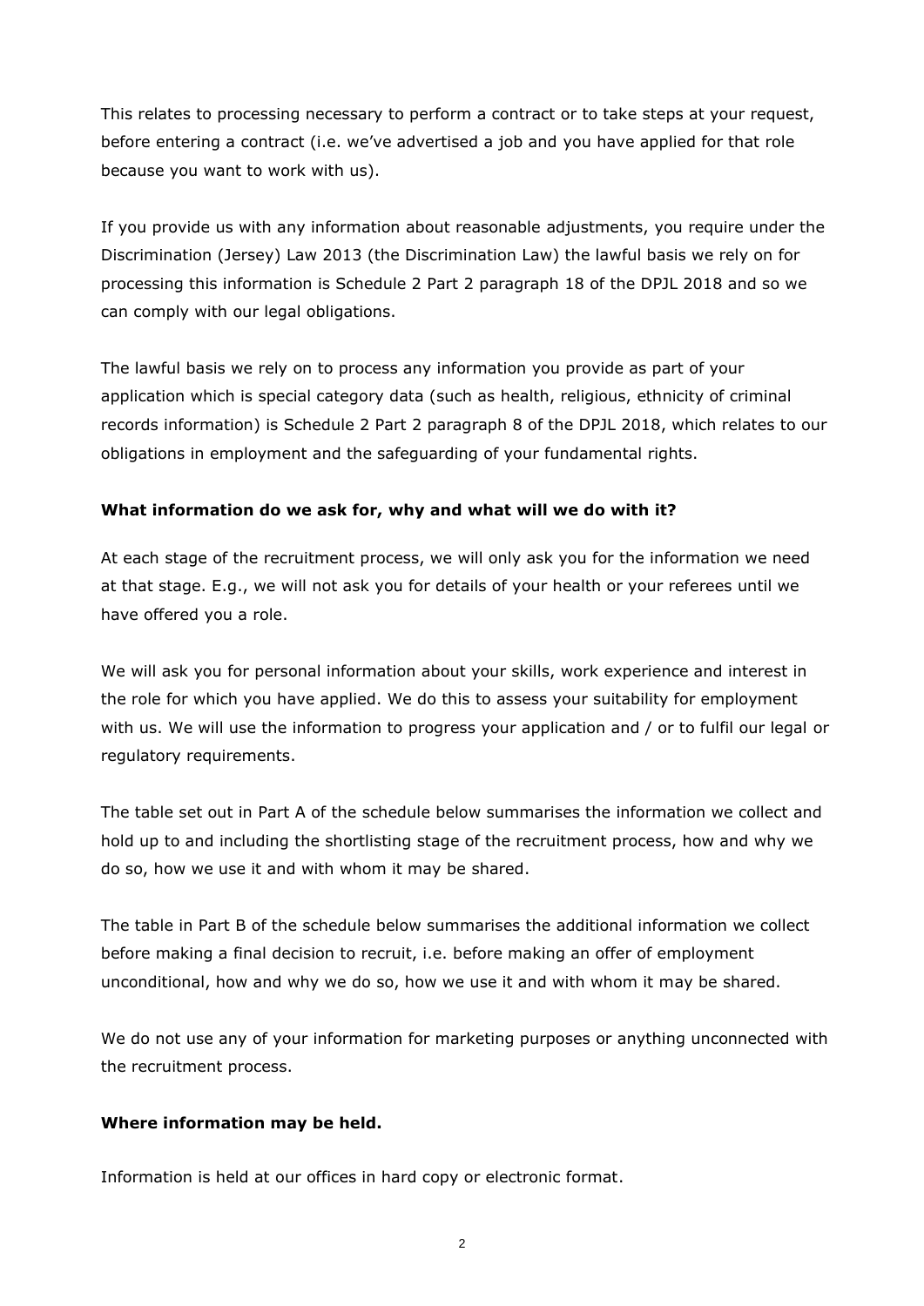This relates to processing necessary to perform a contract or to take steps at your request, before entering a contract (i.e. we've advertised a job and you have applied for that role because you want to work with us).

If you provide us with any information about reasonable adjustments, you require under the Discrimination (Jersey) Law 2013 (the Discrimination Law) the lawful basis we rely on for processing this information is Schedule 2 Part 2 paragraph 18 of the DPJL 2018 and so we can comply with our legal obligations.

The lawful basis we rely on to process any information you provide as part of your application which is special category data (such as health, religious, ethnicity of criminal records information) is Schedule 2 Part 2 paragraph 8 of the DPJL 2018, which relates to our obligations in employment and the safeguarding of your fundamental rights.

**What information do we ask for, why and what will we do with it?**

At each stage of the recruitment process, we will only ask you for the information we need at that stage. E.g., we will not ask you for details of your health or your referees until we have offered you a role.

We will ask you for personal information about your skills, work experience and interest in the role for which you have applied. We do this to assess your suitability for employment with us. We will use the information to progress your application and / or to fulfil our legal or regulatory requirements.

The table set out in Part A of the schedule below summarises the information we collect and hold up to and including the shortlisting stage of the recruitment process, how and why we do so, how we use it and with whom it may be shared.

The table in Part B of the schedule below summarises the additional information we collect before making a final decision to recruit, i.e. before making an offer of employment unconditional, how and why we do so, how we use it and with whom it may be shared.

We do not use any of your information for marketing purposes or anything unconnected with the recruitment process.

**Where information may be held.**

Information is held at our offices in hard copy or electronic format.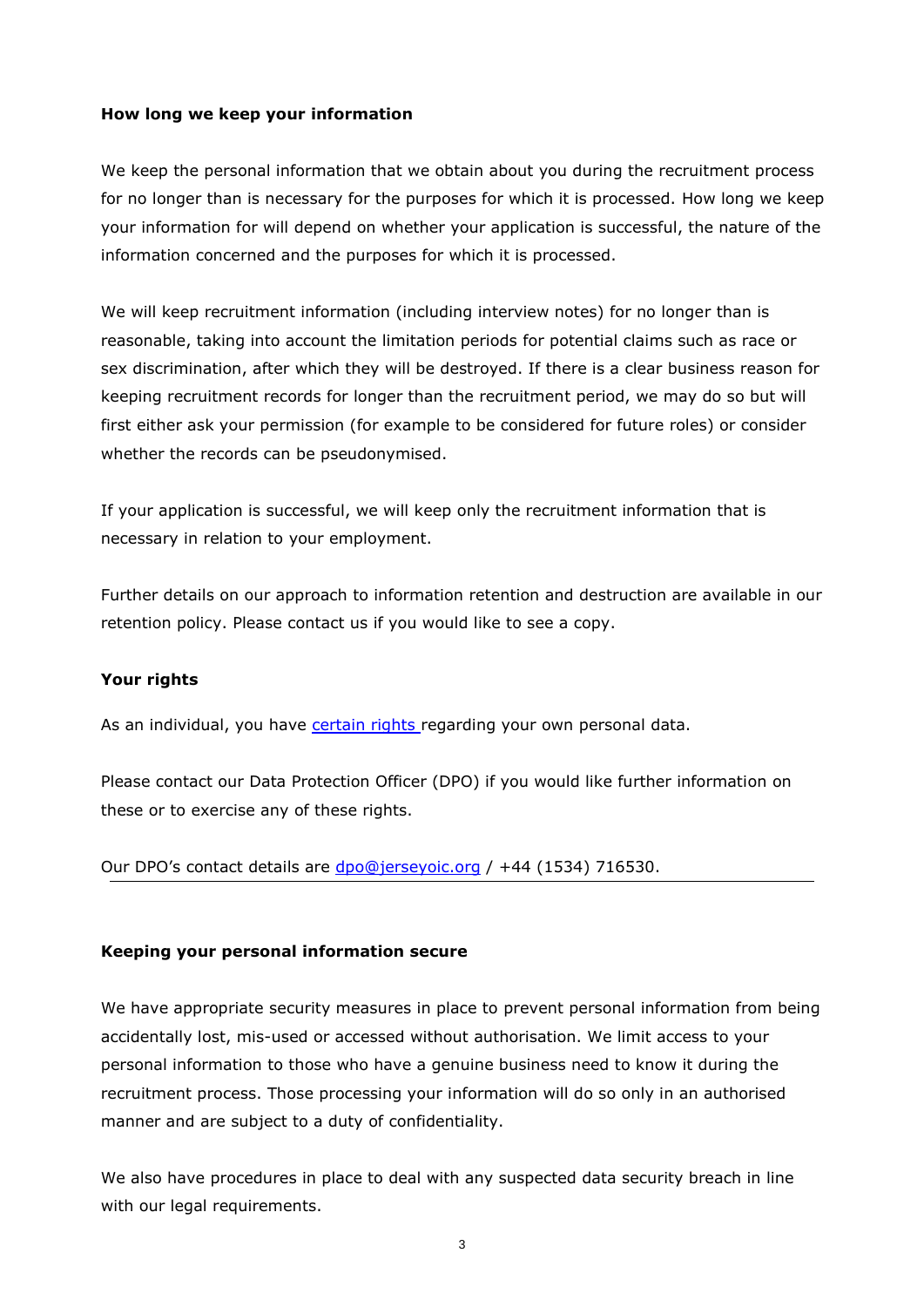**How long we keep your information**

We keep the personal information that we obtain about you during the recruitment process for no longer than is necessary for the purposes for which it is processed. How long we keep your information for will depend on whether your application is successful, the nature of the information concerned and the purposes for which it is processed.

We will keep recruitment information (including interview notes) for no longer than is reasonable, taking into account the limitation periods for potential claims such as race or sex discrimination, after which they will be destroyed. If there is a clear business reason for keeping recruitment records for longer than the recruitment period, we may do so but will first either ask your permission (for example to be considered for future roles) or consider whether the records can be pseudonymised.

If your application is successful, we will keep only the recruitment information that is necessary in relation to your employment.

Further details on our approach to information retention and destruction are available in our retention policy. Please contact us if you would like to see a copy.

**Your rights**

As an individual, you have certain rights regarding your own personal data.

Please contact our Data Protection Officer (DPO) if you would like further information on these or to exercise any of these rights.

Our DPO's contact details are dpo@jerseyoic.org / +44 (1534) 716530.

---

**Keeping your personal information secure**

We have appropriate security measures in place to prevent personal information from being accidentally lost, mis-used or accessed without authorisation. We limit access to your personal information to those who have a genuine business need to know it during the recruitment process. Those processing your information will do so only in an authorised manner and are subject to a duty of confidentiality.

We also have procedures in place to deal with any suspected data security breach in line with our legal requirements.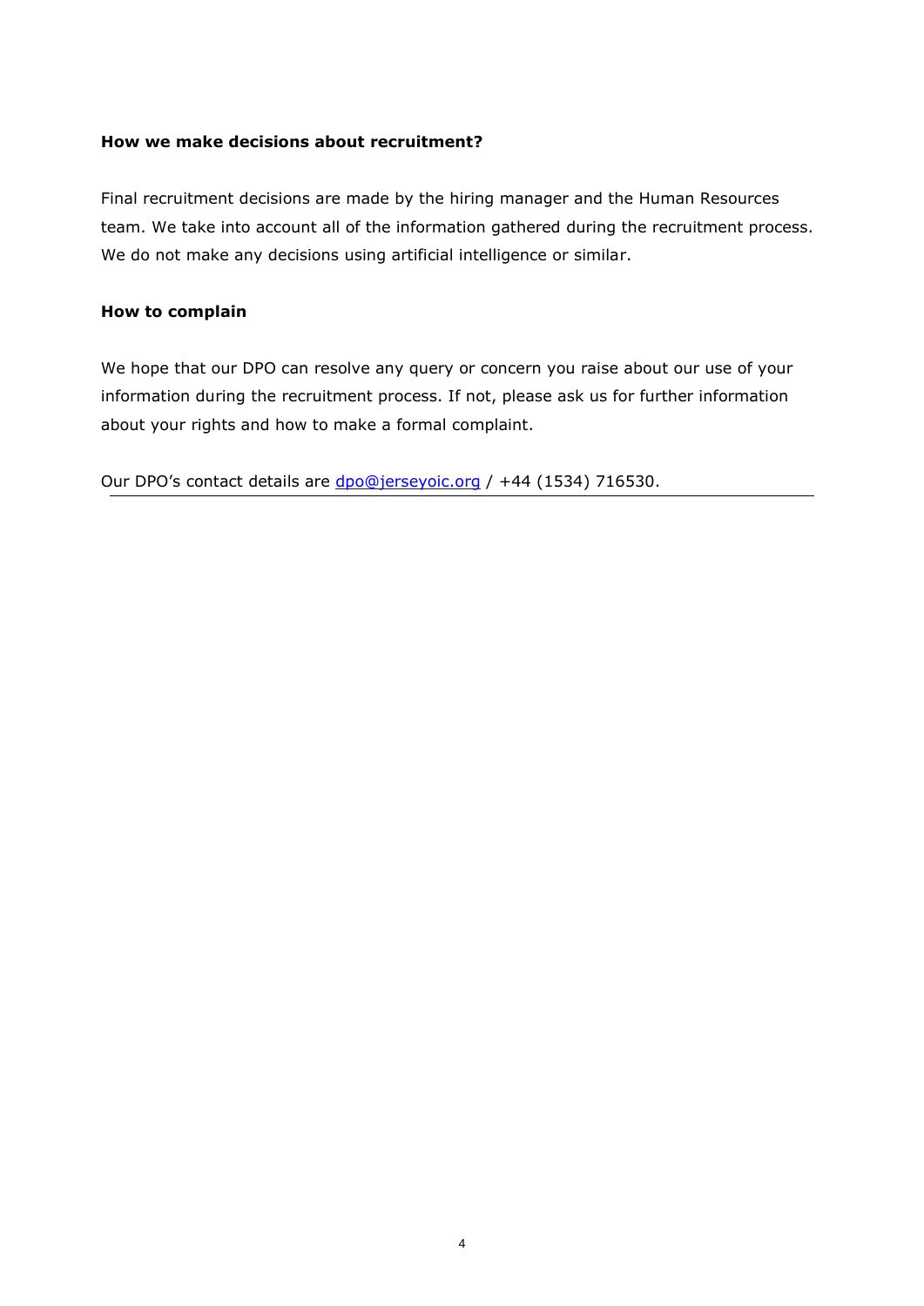**How we make decisions about recruitment?**

Final recruitment decisions are made by the hiring manager and the Human Resources team. We take into account all of the information gathered during the recruitment process. We do not make any decisions using artificial intelligence or similar.

**How to complain**

We hope that our DPO can resolve any query or concern you raise about our use of your information during the recruitment process. If not, please ask us for further information about your rights and how to make a formal complaint.

Our DPO's contact details are dpo@jerseyoic.org / +44 (1534) 716530.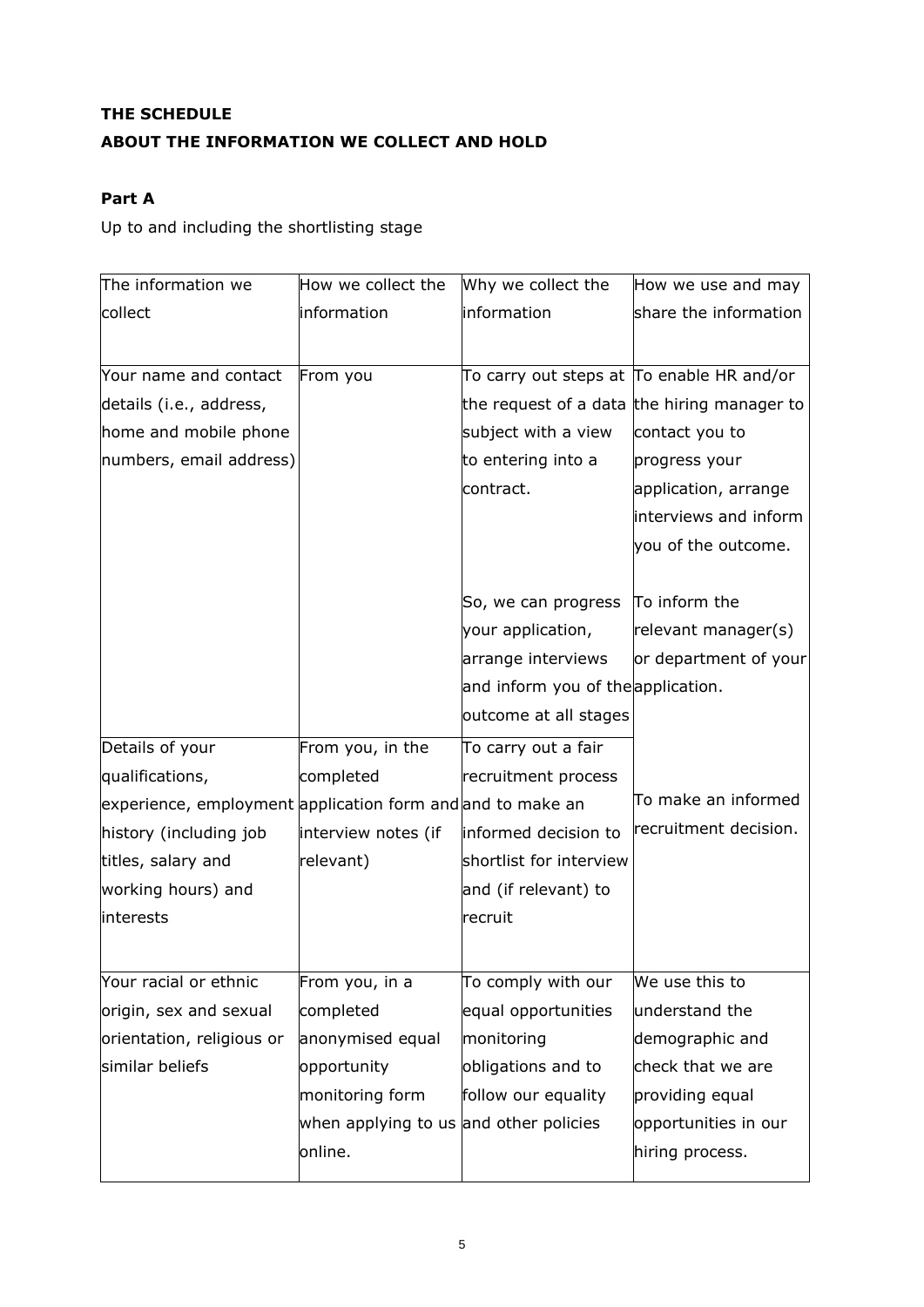## THE SCHEDULE

## ABOUT THE INFORMATION WE COLLECT AND HOLD

### Part A

Up to and including the shortlisting stage

| The information we collect | How we collect the information | Why we collect the information | How we use and may share the information |
|---|---|---|---|
| Your name and contact details (i.e., address, home and mobile phone numbers, email address) | From you | To carry out steps at the request of a data subject with a view to entering into a contract. | To enable HR and/or the hiring manager to contact you to progress your application, arrange interviews and inform you of the outcome. |
| | | So, we can progress your application, arrange interviews and inform you of the outcome at all stages | To inform the relevant manager(s) or department of your application. |
| Details of your qualifications, experience, employment history (including job titles, salary and working hours) and interests | From you, in the completed application form and interview notes (if relevant) | To carry out a fair recruitment process and to make an informed decision to shortlist for interview and (if relevant) to recruit | To make an informed recruitment decision. |
| Your racial or ethnic origin, sex and sexual orientation, religious or similar beliefs | From you, in a completed anonymised equal opportunity monitoring form when applying to us online. | To comply with our equal opportunities monitoring obligations and to follow our equality and other policies | We use this to understand the demographic and check that we are providing equal opportunities in our hiring process. |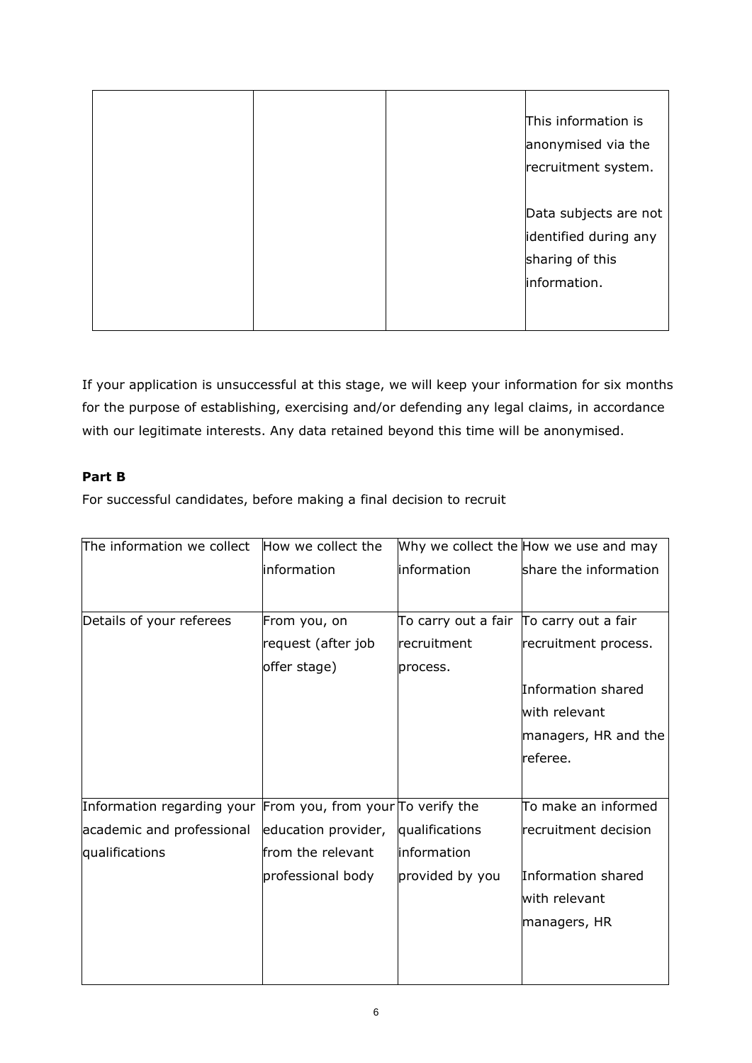|  |  |  | This information is anonymised via the recruitment system.<br><br>Data subjects are not identified during any sharing of this information. |
|---|---|---|---|

If your application is unsuccessful at this stage, we will keep your information for six months for the purpose of establishing, exercising and/or defending any legal claims, in accordance with our legitimate interests. Any data retained beyond this time will be anonymised.

**Part B**

For successful candidates, before making a final decision to recruit

| The information we collect | How we collect the information | Why we collect the information | How we use and may share the information |
|---|---|---|---|
| Details of your referees | From you, on request (after job offer stage) | To carry out a fair recruitment process. | To carry out a fair recruitment process.<br><br>Information shared with relevant managers, HR and the referee. |
| Information regarding your academic and professional qualifications | From you, from your education provider, from the relevant professional body | To verify the qualifications information provided by you | To make an informed recruitment decision<br><br>Information shared with relevant managers, HR |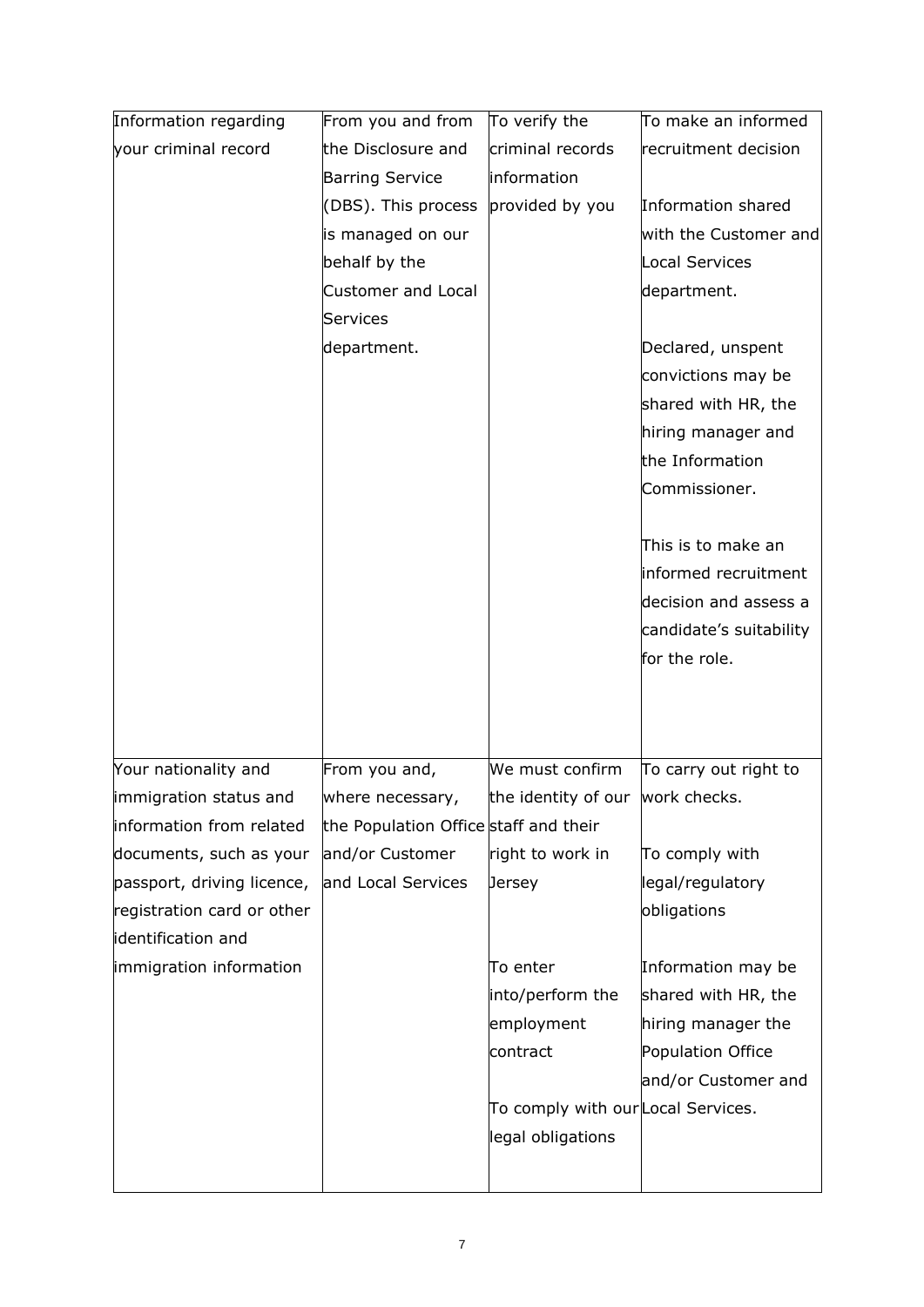| Information regarding your criminal record | From you and from the Disclosure and Barring Service (DBS). This process is managed on our behalf by the Customer and Local Services department. | To verify the criminal records information provided by you | To make an informed recruitment decision<br><br>Information shared with the Customer and Local Services department.<br><br>Declared, unspent convictions may be shared with HR, the hiring manager and the Information Commissioner.<br><br>This is to make an informed recruitment decision and assess a candidate's suitability for the role. |
|---|---|---|---|
| Your nationality and immigration status and information from related documents, such as your passport, driving licence, registration card or other identification and immigration information | From you and, where necessary, the Population Office and/or Customer and Local Services | We must confirm the identity of our staff and their right to work in Jersey<br><br>To enter into/perform the employment contract<br><br>To comply with our legal obligations | To carry out right to work checks.<br><br>To comply with legal/regulatory obligations<br><br>Information may be shared with HR, the hiring manager the Population Office and/or Customer and Local Services. |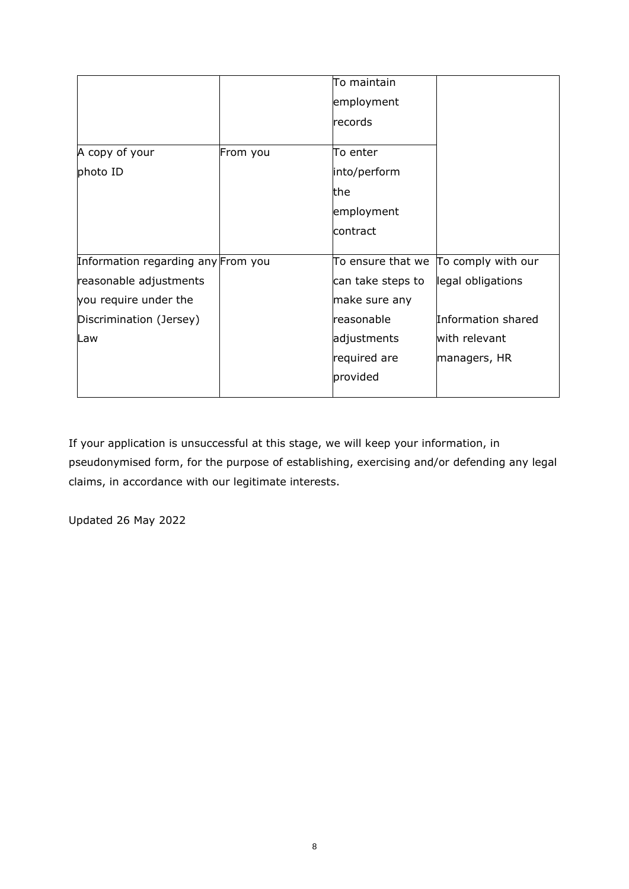| | | | |
|---|---|---|---|
| | | To maintain employment records | |
| A copy of your photo ID | From you | To enter into/perform the employment contract | |
| Information regarding any reasonable adjustments you require under the Discrimination (Jersey) Law | From you | To ensure that we can take steps to make sure any reasonable adjustments required are provided | To comply with our legal obligations<br><br>Information shared with relevant managers, HR |

If your application is unsuccessful at this stage, we will keep your information, in pseudonymised form, for the purpose of establishing, exercising and/or defending any legal claims, in accordance with our legitimate interests.

Updated 26 May 2022